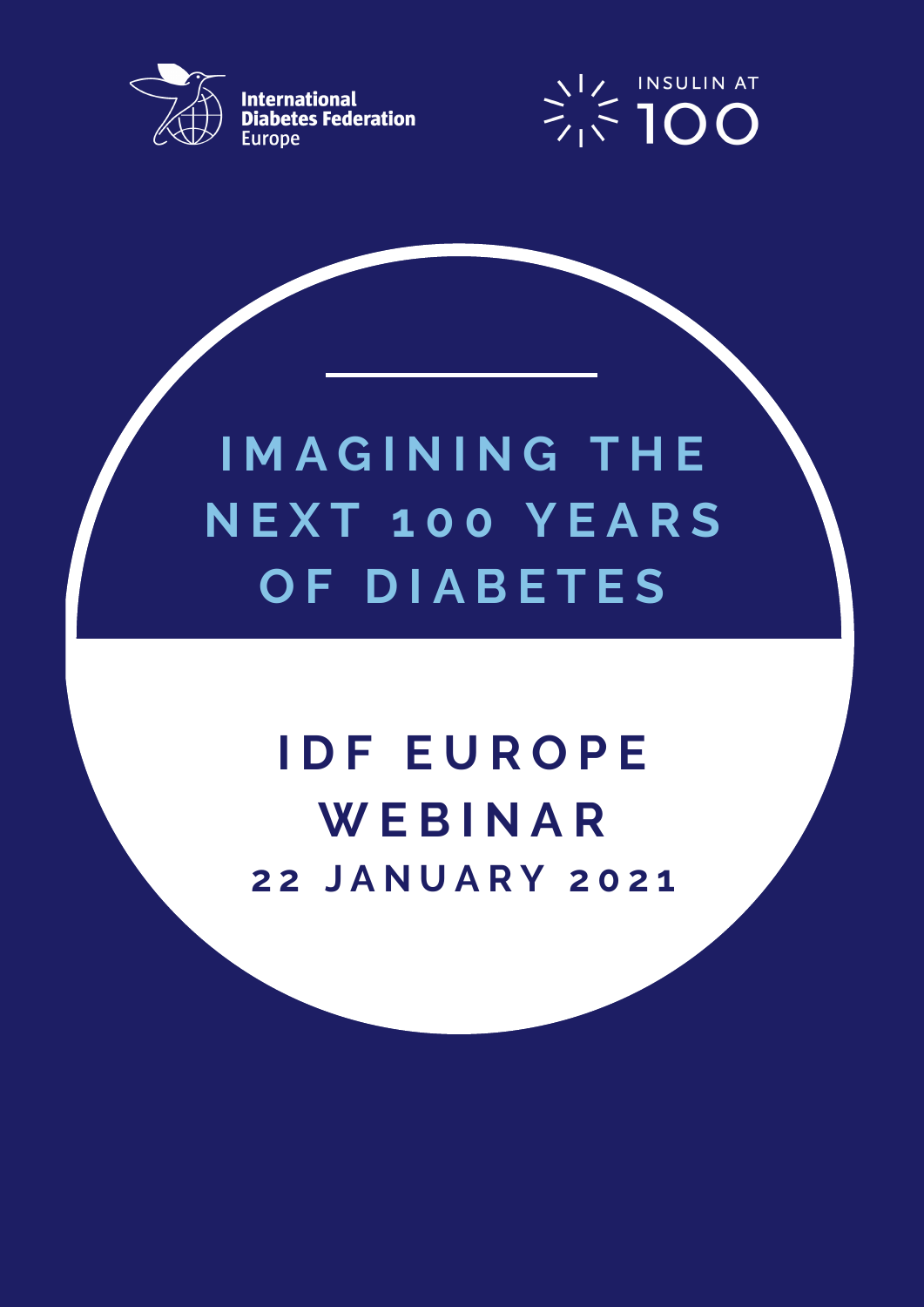International Diabetes Federation Europe

INSULIN AT 100

# IMAGINING THE NEXT 100 YEARS OF DIABETES

## IDF EUROPE WEBINAR

**22 JANUARY 2021**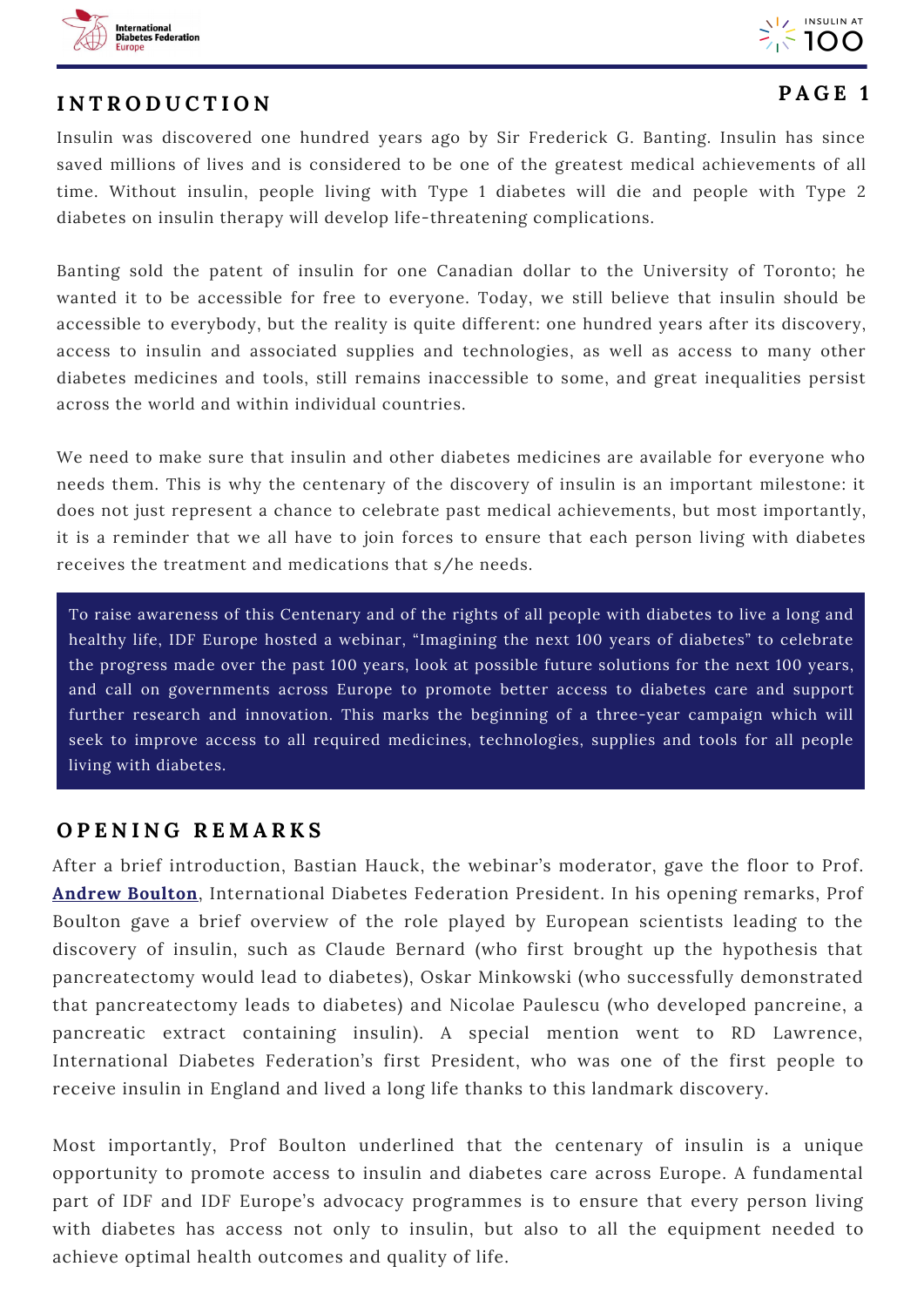## INTRODUCTION

Insulin was discovered one hundred years ago by Sir Frederick G. Banting. Insulin has since saved millions of lives and is considered to be one of the greatest medical achievements of all time. Without insulin, people living with Type 1 diabetes will die and people with Type 2 diabetes on insulin therapy will develop life-threatening complications.

Banting sold the patent of insulin for one Canadian dollar to the University of Toronto; he wanted it to be accessible for free to everyone. Today, we still believe that insulin should be accessible to everybody, but the reality is quite different: one hundred years after its discovery, access to insulin and associated supplies and technologies, as well as access to many other diabetes medicines and tools, still remains inaccessible to some, and great inequalities persist across the world and within individual countries.

We need to make sure that insulin and other diabetes medicines are available for everyone who needs them. This is why the centenary of the discovery of insulin is an important milestone: it does not just represent a chance to celebrate past medical achievements, but most importantly, it is a reminder that we all have to join forces to ensure that each person living with diabetes receives the treatment and medications that s/he needs.

> To raise awareness of this Centenary and of the rights of all people with diabetes to live a long and healthy life, IDF Europe hosted a webinar, "Imagining the next 100 years of diabetes" to celebrate the progress made over the past 100 years, look at possible future solutions for the next 100 years, and call on governments across Europe to promote better access to diabetes care and support further research and innovation. This marks the beginning of a three-year campaign which will seek to improve access to all required medicines, technologies, supplies and tools for all people living with diabetes.

## OPENING REMARKS

After a brief introduction, Bastian Hauck, the webinar's moderator, gave the floor to Prof. **Andrew Boulton**, International Diabetes Federation President. In his opening remarks, Prof Boulton gave a brief overview of the role played by European scientists leading to the discovery of insulin, such as Claude Bernard (who first brought up the hypothesis that pancreatectomy would lead to diabetes), Oskar Minkowski (who successfully demonstrated that pancreatectomy leads to diabetes) and Nicolae Paulescu (who developed pancreine, a pancreatic extract containing insulin). A special mention went to RD Lawrence, International Diabetes Federation's first President, who was one of the first people to receive insulin in England and lived a long life thanks to this landmark discovery.

Most importantly, Prof Boulton underlined that the centenary of insulin is a unique opportunity to promote access to insulin and diabetes care across Europe. A fundamental part of IDF and IDF Europe's advocacy programmes is to ensure that every person living with diabetes has access not only to insulin, but also to all the equipment needed to achieve optimal health outcomes and quality of life.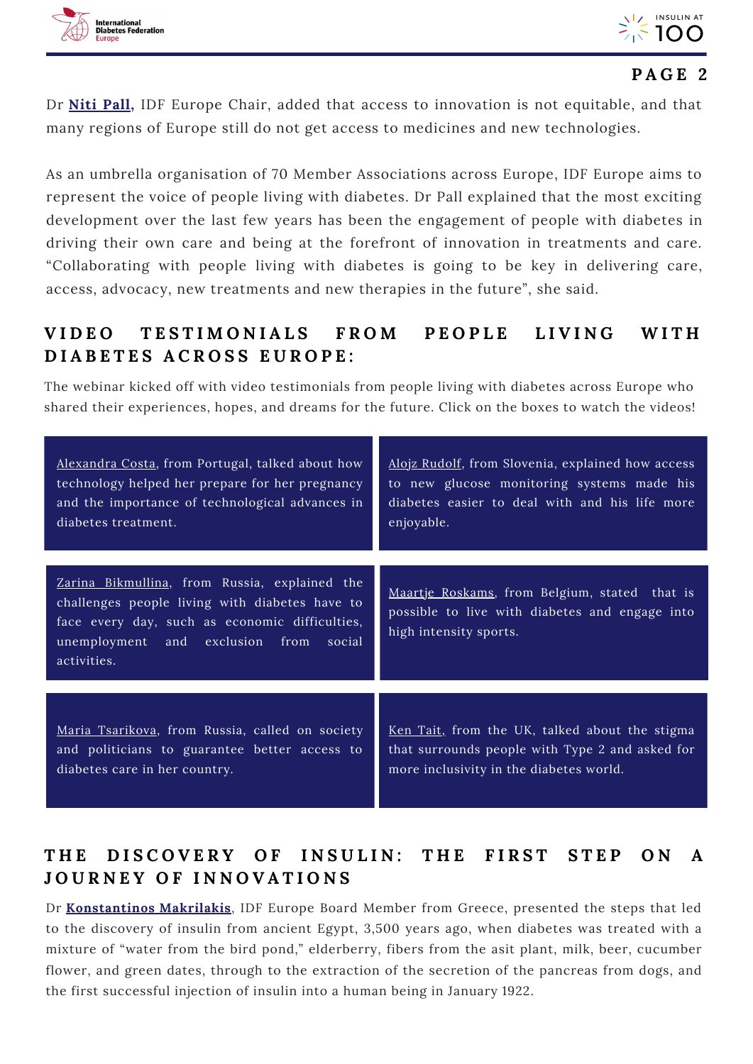Dr **Niti Pall,** IDF Europe Chair, added that access to innovation is not equitable, and that many regions of Europe still do not get access to medicines and new technologies.

As an umbrella organisation of 70 Member Associations across Europe, IDF Europe aims to represent the voice of people living with diabetes. Dr Pall explained that the most exciting development over the last few years has been the engagement of people with diabetes in driving their own care and being at the forefront of innovation in treatments and care. "Collaborating with people living with diabetes is going to be key in delivering care, access, advocacy, new treatments and new therapies in the future", she said.

## VIDEO TESTIMONIALS FROM PEOPLE LIVING WITH DIABETES ACROSS EUROPE:

The webinar kicked off with video testimonials from people living with diabetes across Europe who shared their experiences, hopes, and dreams for the future. Click on the boxes to watch the videos!

Alexandra Costa, from Portugal, talked about how technology helped her prepare for her pregnancy and the importance of technological advances in diabetes treatment.

Alojz Rudolf, from Slovenia, explained how access to new glucose monitoring systems made his diabetes easier to deal with and his life more enjoyable.

Zarina Bikmullina, from Russia, explained the challenges people living with diabetes have to face every day, such as economic difficulties, unemployment and exclusion from social activities.

Maartje Roskams, from Belgium, stated that is possible to live with diabetes and engage into high intensity sports.

Maria Tsarikova, from Russia, called on society and politicians to guarantee better access to diabetes care in her country.

Ken Tait, from the UK, talked about the stigma that surrounds people with Type 2 and asked for more inclusivity in the diabetes world.

## THE DISCOVERY OF INSULIN: THE FIRST STEP ON A JOURNEY OF INNOVATIONS

Dr **Konstantinos Makrilakis**, IDF Europe Board Member from Greece, presented the steps that led to the discovery of insulin from ancient Egypt, 3,500 years ago, when diabetes was treated with a mixture of "water from the bird pond," elderberry, fibers from the asit plant, milk, beer, cucumber flower, and green dates, through to the extraction of the secretion of the pancreas from dogs, and the first successful injection of insulin into a human being in January 1922.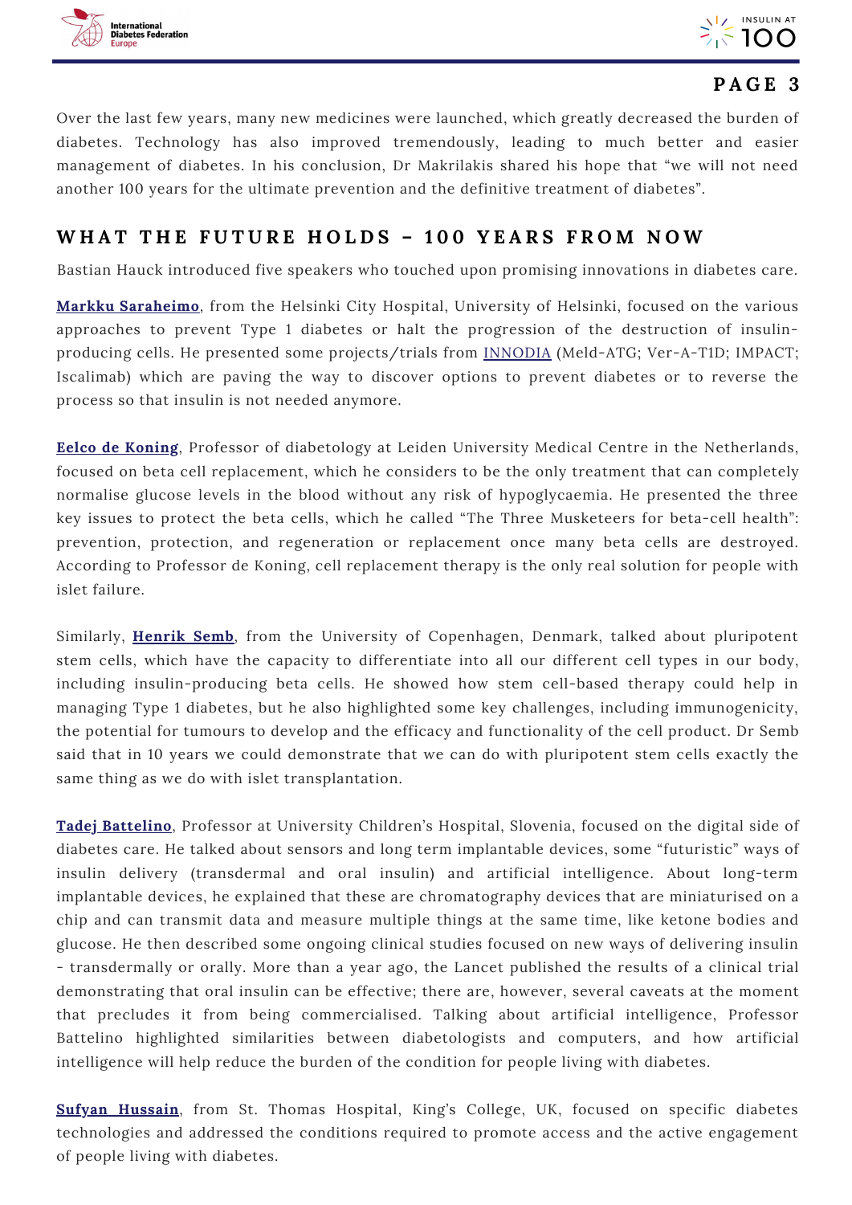Over the last few years, many new medicines were launched, which greatly decreased the burden of diabetes. Technology has also improved tremendously, leading to much better and easier management of diabetes. In his conclusion, Dr Makrilakis shared his hope that "we will not need another 100 years for the ultimate prevention and the definitive treatment of diabetes".

## WHAT THE FUTURE HOLDS – 100 YEARS FROM NOW

Bastian Hauck introduced five speakers who touched upon promising innovations in diabetes care.

**Markku Saraheimo**, from the Helsinki City Hospital, University of Helsinki, focused on the various approaches to prevent Type 1 diabetes or halt the progression of the destruction of insulin-producing cells. He presented some projects/trials from INNODIA (Meld-ATG; Ver-A-T1D; IMPACT; Iscalimab) which are paving the way to discover options to prevent diabetes or to reverse the process so that insulin is not needed anymore.

**Eelco de Koning**, Professor of diabetology at Leiden University Medical Centre in the Netherlands, focused on beta cell replacement, which he considers to be the only treatment that can completely normalise glucose levels in the blood without any risk of hypoglycaemia. He presented the three key issues to protect the beta cells, which he called "The Three Musketeers for beta-cell health": prevention, protection, and regeneration or replacement once many beta cells are destroyed. According to Professor de Koning, cell replacement therapy is the only real solution for people with islet failure.

Similarly, **Henrik Semb**, from the University of Copenhagen, Denmark, talked about pluripotent stem cells, which have the capacity to differentiate into all our different cell types in our body, including insulin-producing beta cells. He showed how stem cell-based therapy could help in managing Type 1 diabetes, but he also highlighted some key challenges, including immunogenicity, the potential for tumours to develop and the efficacy and functionality of the cell product. Dr Semb said that in 10 years we could demonstrate that we can do with pluripotent stem cells exactly the same thing as we do with islet transplantation.

**Tadej Battelino**, Professor at University Children's Hospital, Slovenia, focused on the digital side of diabetes care. He talked about sensors and long term implantable devices, some "futuristic" ways of insulin delivery (transdermal and oral insulin) and artificial intelligence. About long-term implantable devices, he explained that these are chromatography devices that are miniaturised on a chip and can transmit data and measure multiple things at the same time, like ketone bodies and glucose. He then described some ongoing clinical studies focused on new ways of delivering insulin - transdermally or orally. More than a year ago, the Lancet published the results of a clinical trial demonstrating that oral insulin can be effective; there are, however, several caveats at the moment that precludes it from being commercialised. Talking about artificial intelligence, Professor Battelino highlighted similarities between diabetologists and computers, and how artificial intelligence will help reduce the burden of the condition for people living with diabetes.

**Sufyan Hussain**, from St. Thomas Hospital, King's College, UK, focused on specific diabetes technologies and addressed the conditions required to promote access and the active engagement of people living with diabetes.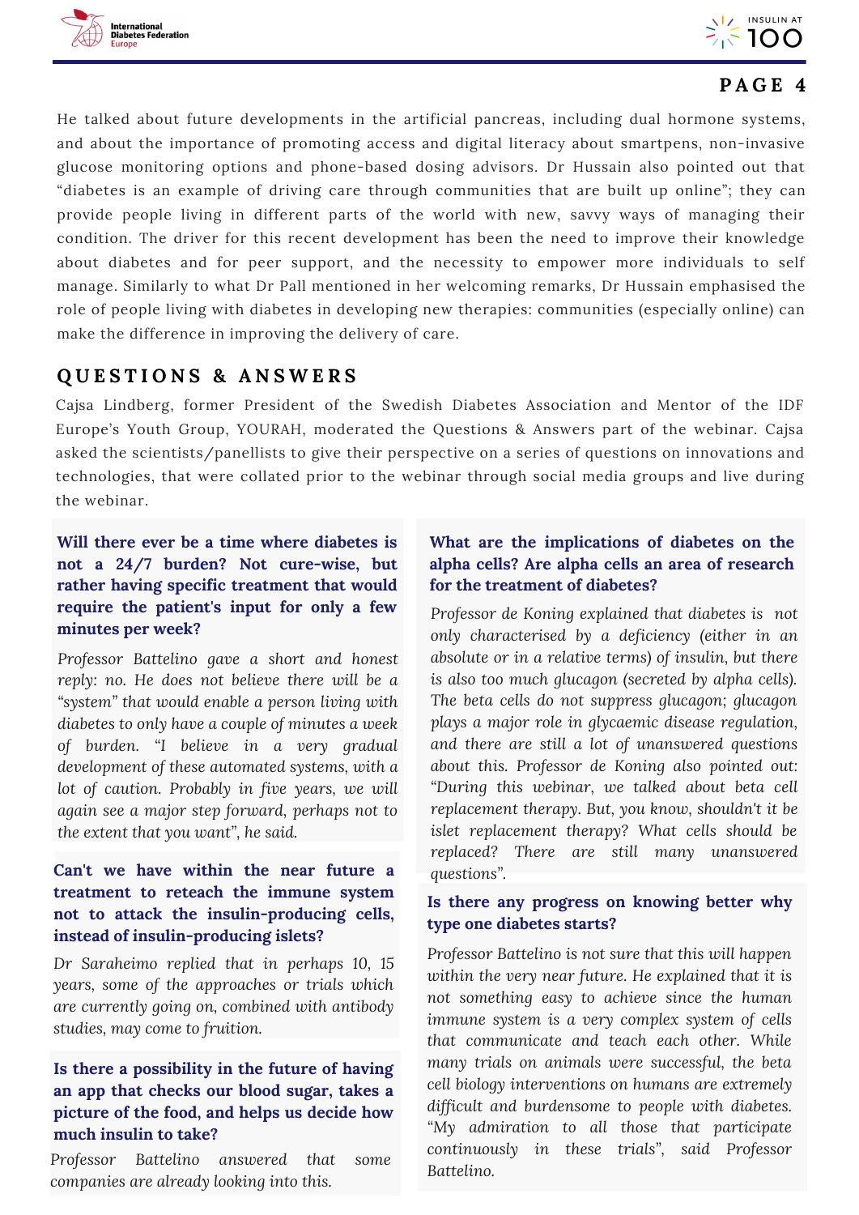He talked about future developments in the artificial pancreas, including dual hormone systems, and about the importance of promoting access and digital literacy about smartpens, non-invasive glucose monitoring options and phone-based dosing advisors. Dr Hussain also pointed out that "diabetes is an example of driving care through communities that are built up online"; they can provide people living in different parts of the world with new, savvy ways of managing their condition. The driver for this recent development has been the need to improve their knowledge about diabetes and for peer support, and the necessity to empower more individuals to self manage. Similarly to what Dr Pall mentioned in her welcoming remarks, Dr Hussain emphasised the role of people living with diabetes in developing new therapies: communities (especially online) can make the difference in improving the delivery of care.

## QUESTIONS & ANSWERS

Cajsa Lindberg, former President of the Swedish Diabetes Association and Mentor of the IDF Europe's Youth Group, YOURAH, moderated the Questions & Answers part of the webinar. Cajsa asked the scientists/panellists to give their perspective on a series of questions on innovations and technologies, that were collated prior to the webinar through social media groups and live during the webinar.

**Will there ever be a time where diabetes is not a 24/7 burden? Not cure-wise, but rather having specific treatment that would require the patient's input for only a few minutes per week?**

*Professor Battelino gave a short and honest reply: no. He does not believe there will be a "system" that would enable a person living with diabetes to only have a couple of minutes a week of burden. "I believe in a very gradual development of these automated systems, with a lot of caution. Probably in five years, we will again see a major step forward, perhaps not to the extent that you want", he said.*

**Can't we have within the near future a treatment to reteach the immune system not to attack the insulin-producing cells, instead of insulin-producing islets?**

*Dr Saraheimo replied that in perhaps 10, 15 years, some of the approaches or trials which are currently going on, combined with antibody studies, may come to fruition.*

**Is there a possibility in the future of having an app that checks our blood sugar, takes a picture of the food, and helps us decide how much insulin to take?**

*Professor Battelino answered that some companies are already looking into this.*

**What are the implications of diabetes on the alpha cells? Are alpha cells an area of research for the treatment of diabetes?**

*Professor de Koning explained that diabetes is not only characterised by a deficiency (either in an absolute or in a relative terms) of insulin, but there is also too much glucagon (secreted by alpha cells). The beta cells do not suppress glucagon; glucagon plays a major role in glycaemic disease regulation, and there are still a lot of unanswered questions about this. Professor de Koning also pointed out: "During this webinar, we talked about beta cell replacement therapy. But, you know, shouldn't it be islet replacement therapy? What cells should be replaced? There are still many unanswered questions".*

**Is there any progress on knowing better why type one diabetes starts?**

*Professor Battelino is not sure that this will happen within the very near future. He explained that it is not something easy to achieve since the human immune system is a very complex system of cells that communicate and teach each other. While many trials on animals were successful, the beta cell biology interventions on humans are extremely difficult and burdensome to people with diabetes. "My admiration to all those that participate continuously in these trials", said Professor Battelino.*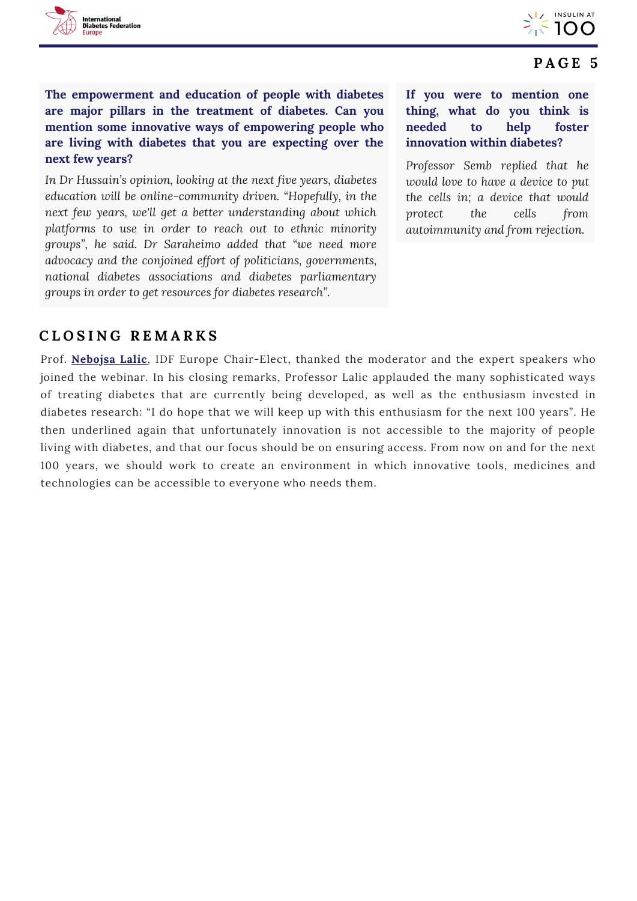**The empowerment and education of people with diabetes are major pillars in the treatment of diabetes. Can you mention some innovative ways of empowering people who are living with diabetes that you are expecting over the next few years?**

*In Dr Hussain's opinion, looking at the next five years, diabetes education will be online-community driven. "Hopefully, in the next few years, we'll get a better understanding about which platforms to use in order to reach out to ethnic minority groups", he said. Dr Saraheimo added that "we need more advocacy and the conjoined effort of politicians, governments, national diabetes associations and diabetes parliamentary groups in order to get resources for diabetes research".*

**If you were to mention one thing, what do you think is needed to help foster innovation within diabetes?**

*Professor Semb replied that he would love to have a device to put the cells in; a device that would protect the cells from autoimmunity and from rejection.*

## CLOSING REMARKS

Prof. **Nebojsa Lalic**, IDF Europe Chair-Elect, thanked the moderator and the expert speakers who joined the webinar. In his closing remarks, Professor Lalic applauded the many sophisticated ways of treating diabetes that are currently being developed, as well as the enthusiasm invested in diabetes research: "I do hope that we will keep up with this enthusiasm for the next 100 years". He then underlined again that unfortunately innovation is not accessible to the majority of people living with diabetes, and that our focus should be on ensuring access. From now on and for the next 100 years, we should work to create an environment in which innovative tools, medicines and technologies can be accessible to everyone who needs them.